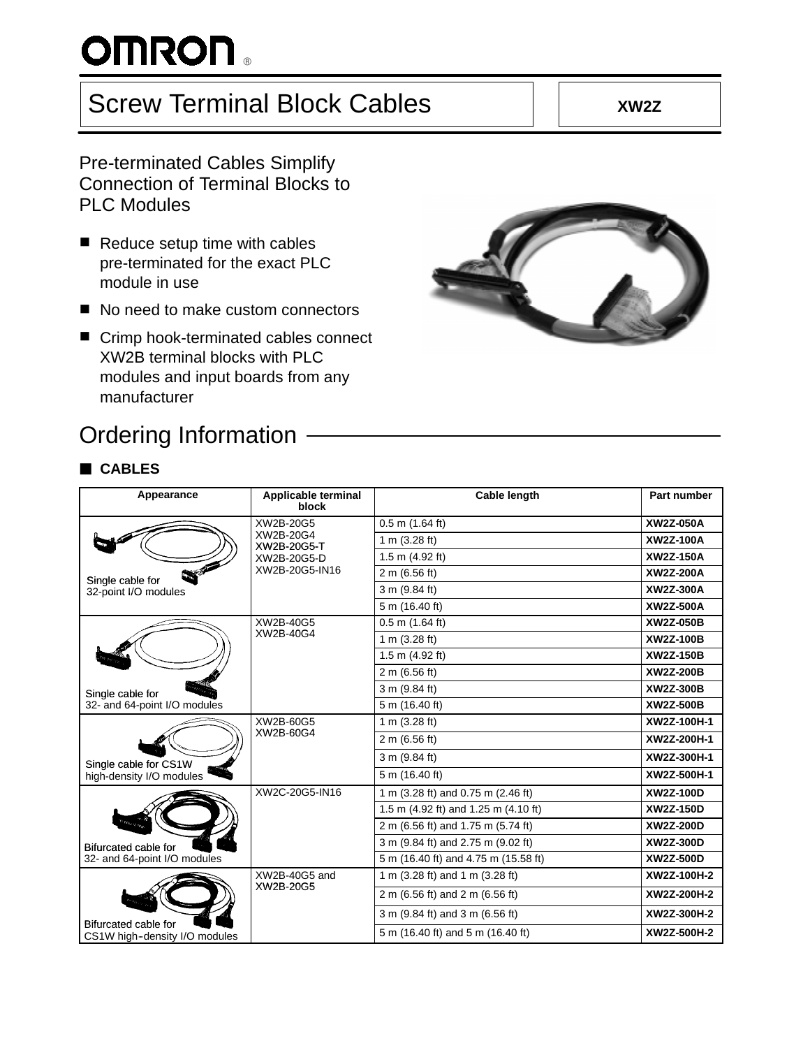# Screw Terminal Block Cables

**XW2Z**

## Pre-terminated Cables Simplify Connection of Terminal Blocks to PLC Modules

- Reduce setup time with cables pre-terminated for the exact PLC module in use
- No need to make custom connectors
- Crimp hook-terminated cables connect XW2B terminal blocks with PLC modules and input boards from any manufacturer

## Ordering Information

### ■ CABLES

| Appearance | Applicable terminal block | Cable length | Part number |
|---|---|---|---|
| Single cable for 32-point I/O modules | XW2B-20G5<br>XW2B-20G4<br>XW2B-20G5-T<br>XW2B-20G5-D<br>XW2B-20G5-IN16 | 0.5 m (1.64 ft) | **XW2Z-050A** |
| | | 1 m (3.28 ft) | **XW2Z-100A** |
| | | 1.5 m (4.92 ft) | **XW2Z-150A** |
| | | 2 m (6.56 ft) | **XW2Z-200A** |
| | | 3 m (9.84 ft) | **XW2Z-300A** |
| | | 5 m (16.40 ft) | **XW2Z-500A** |
| Single cable for 32- and 64-point I/O modules | XW2B-40G5<br>XW2B-40G4 | 0.5 m (1.64 ft) | **XW2Z-050B** |
| | | 1 m (3.28 ft) | **XW2Z-100B** |
| | | 1.5 m (4.92 ft) | **XW2Z-150B** |
| | | 2 m (6.56 ft) | **XW2Z-200B** |
| | | 3 m (9.84 ft) | **XW2Z-300B** |
| | | 5 m (16.40 ft) | **XW2Z-500B** |
| Single cable for CS1W high-density I/O modules | XW2B-60G5<br>XW2B-60G4 | 1 m (3.28 ft) | **XW2Z-100H-1** |
| | | 2 m (6.56 ft) | **XW2Z-200H-1** |
| | | 3 m (9.84 ft) | **XW2Z-300H-1** |
| | | 5 m (16.40 ft) | **XW2Z-500H-1** |
| Bifurcated cable for 32- and 64-point I/O modules | XW2C-20G5-IN16 | 1 m (3.28 ft) and 0.75 m (2.46 ft) | **XW2Z-100D** |
| | | 1.5 m (4.92 ft) and 1.25 m (4.10 ft) | **XW2Z-150D** |
| | | 2 m (6.56 ft) and 1.75 m (5.74 ft) | **XW2Z-200D** |
| | | 3 m (9.84 ft) and 2.75 m (9.02 ft) | **XW2Z-300D** |
| | | 5 m (16.40 ft) and 4.75 m (15.58 ft) | **XW2Z-500D** |
| Bifurcated cable for CS1W high-density I/O modules | XW2B-40G5 and XW2B-20G5 | 1 m (3.28 ft) and 1 m (3.28 ft) | **XW2Z-100H-2** |
| | | 2 m (6.56 ft) and 2 m (6.56 ft) | **XW2Z-200H-2** |
| | | 3 m (9.84 ft) and 3 m (6.56 ft) | **XW2Z-300H-2** |
| | | 5 m (16.40 ft) and 5 m (16.40 ft) | **XW2Z-500H-2** |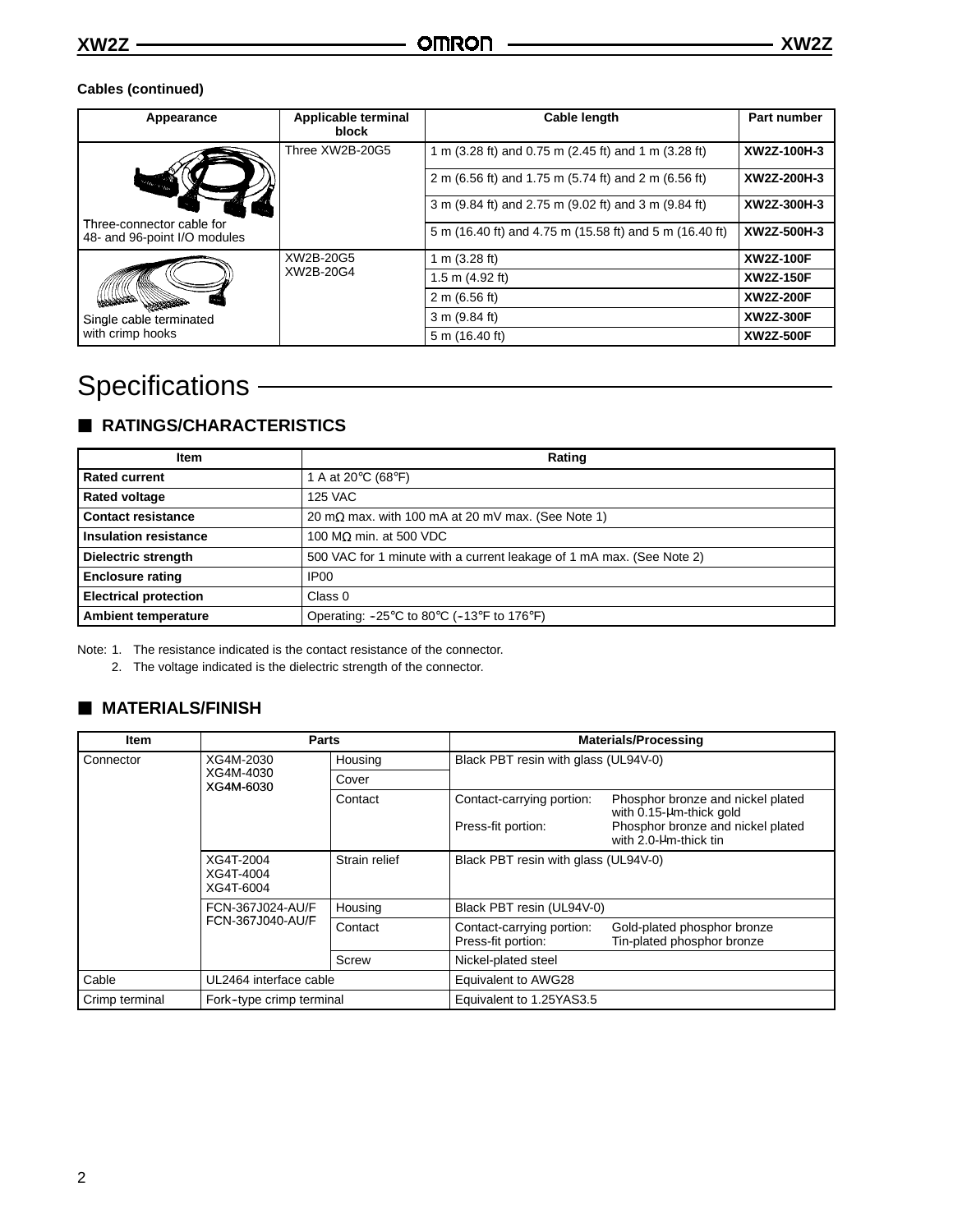**Cables (continued)**

| Appearance | Applicable terminal block | Cable length | Part number |
|---|---|---|---|
| Three-connector cable for 48- and 96-point I/O modules | Three XW2B-20G5 | 1 m (3.28 ft) and 0.75 m (2.45 ft) and 1 m (3.28 ft) | **XW2Z-100H-3** |
| | | 2 m (6.56 ft) and 1.75 m (5.74 ft) and 2 m (6.56 ft) | **XW2Z-200H-3** |
| | | 3 m (9.84 ft) and 2.75 m (9.02 ft) and 3 m (9.84 ft) | **XW2Z-300H-3** |
| | | 5 m (16.40 ft) and 4.75 m (15.58 ft) and 5 m (16.40 ft) | **XW2Z-500H-3** |
| Single cable terminated with crimp hooks | XW2B-20G5 XW2B-20G4 | 1 m (3.28 ft) | **XW2Z-100F** |
| | | 1.5 m (4.92 ft) | **XW2Z-150F** |
| | | 2 m (6.56 ft) | **XW2Z-200F** |
| | | 3 m (9.84 ft) | **XW2Z-300F** |
| | | 5 m (16.40 ft) | **XW2Z-500F** |

# Specifications

## ■ RATINGS/CHARACTERISTICS

| Item | Rating |
|---|---|
| **Rated current** | 1 A at 20°C (68°F) |
| **Rated voltage** | 125 VAC |
| **Contact resistance** | 20 mΩ max. with 100 mA at 20 mV max. (See Note 1) |
| **Insulation resistance** | 100 MΩ min. at 500 VDC |
| **Dielectric strength** | 500 VAC for 1 minute with a current leakage of 1 mA max. (See Note 2) |
| **Enclosure rating** | IP00 |
| **Electrical protection** | Class 0 |
| **Ambient temperature** | Operating: –25°C to 80°C (–13°F to 176°F) |

Note: 1. The resistance indicated is the contact resistance of the connector.

2. The voltage indicated is the dielectric strength of the connector.

## ■ MATERIALS/FINISH

| Item | Parts | | Materials/Processing |
|---|---|---|---|
| Connector | XG4M-2030 XG4M-4030 XG4M-6030 | Housing | Black PBT resin with glass (UL94V-0) |
| | | Cover | |
| | | Contact | Contact-carrying portion: Phosphor bronze and nickel plated with 0.15-μm-thick gold<br>Press-fit portion: Phosphor bronze and nickel plated with 2.0-μm-thick tin |
| | XG4T-2004 XG4T-4004 XG4T-6004 | Strain relief | Black PBT resin with glass (UL94V-0) |
| | FCN-367J024-AU/F FCN-367J040-AU/F | Housing | Black PBT resin (UL94V-0) |
| | | Contact | Contact-carrying portion: Gold-plated phosphor bronze<br>Press-fit portion: Tin-plated phosphor bronze |
| | | Screw | Nickel-plated steel |
| Cable | UL2464 interface cable | | Equivalent to AWG28 |
| Crimp terminal | Fork-type crimp terminal | | Equivalent to 1.25YAS3.5 |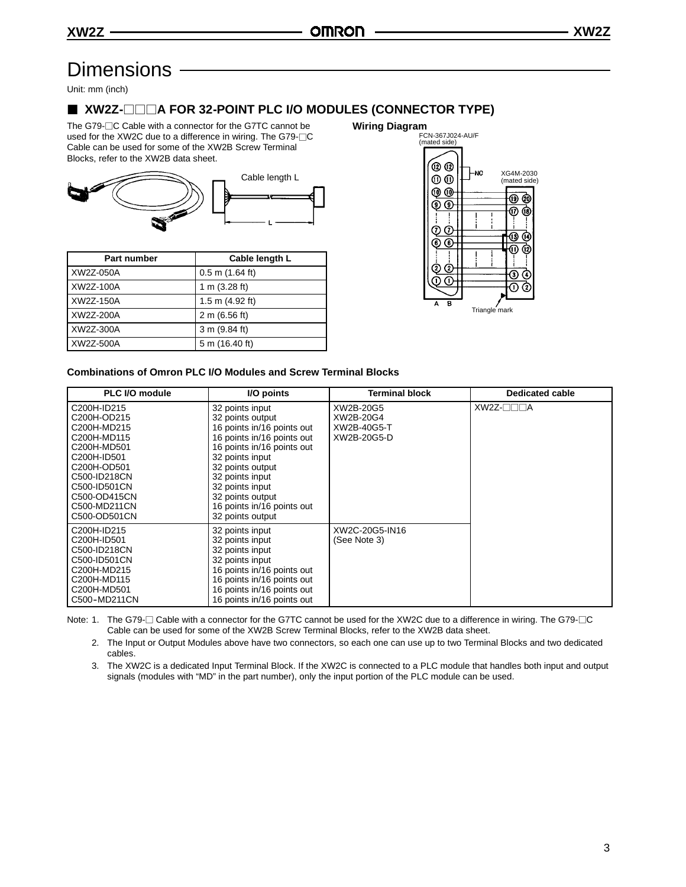# Dimensions

Unit: mm (inch)

## ■ XW2Z-□□□A FOR 32-POINT PLC I/O MODULES (CONNECTOR TYPE)

The G79-□C Cable with a connector for the G7TC cannot be used for the XW2C due to a difference in wiring. The G79-□C Cable can be used for some of the XW2B Screw Terminal Blocks, refer to the XW2B data sheet.

Cable length L

L

| Part number | Cable length L |
|---|---|
| XW2Z-050A | 0.5 m (1.64 ft) |
| XW2Z-100A | 1 m (3.28 ft) |
| XW2Z-150A | 1.5 m (4.92 ft) |
| XW2Z-200A | 2 m (6.56 ft) |
| XW2Z-300A | 3 m (9.84 ft) |
| XW2Z-500A | 5 m (16.40 ft) |

**Wiring Diagram**

FCN-367J024-AU/F (mated side)

NC

XG4M-2030 (mated side)

A B

Triangle mark

**Combinations of Omron PLC I/O Modules and Screw Terminal Blocks**

| PLC I/O module | I/O points | Terminal block | Dedicated cable |
|---|---|---|---|
| C200H-ID215<br>C200H-OD215<br>C200H-MD215<br>C200H-MD115<br>C200H-MD501<br>C200H-ID501<br>C200H-OD501<br>C500-ID218CN<br>C500-ID501CN<br>C500-OD415CN<br>C500-MD211CN<br>C500-OD501CN | 32 points input<br>32 points output<br>16 points in/16 points out<br>16 points in/16 points out<br>16 points in/16 points out<br>32 points input<br>32 points output<br>32 points input<br>32 points input<br>32 points output<br>16 points in/16 points out<br>32 points output | XW2B-20G5<br>XW2B-20G4<br>XW2B-40G5-T<br>XW2B-20G5-D | XW2Z-□□□A |
| C200H-ID215<br>C200H-ID501<br>C500-ID218CN<br>C500-ID501CN<br>C200H-MD215<br>C200H-MD115<br>C200H-MD501<br>C500-MD211CN | 32 points input<br>32 points input<br>32 points input<br>32 points input<br>16 points in/16 points out<br>16 points in/16 points out<br>16 points in/16 points out<br>16 points in/16 points out | XW2C-20G5-IN16<br>(See Note 3) | |

Note: 1. The G79-□ Cable with a connector for the G7TC cannot be used for the XW2C due to a difference in wiring. The G79-□C Cable can be used for some of the XW2B Screw Terminal Blocks, refer to the XW2B data sheet.

2. The Input or Output Modules above have two connectors, so each one can use up to two Terminal Blocks and two dedicated cables.

3. The XW2C is a dedicated Input Terminal Block. If the XW2C is connected to a PLC module that handles both input and output signals (modules with "MD" in the part number), only the input portion of the PLC module can be used.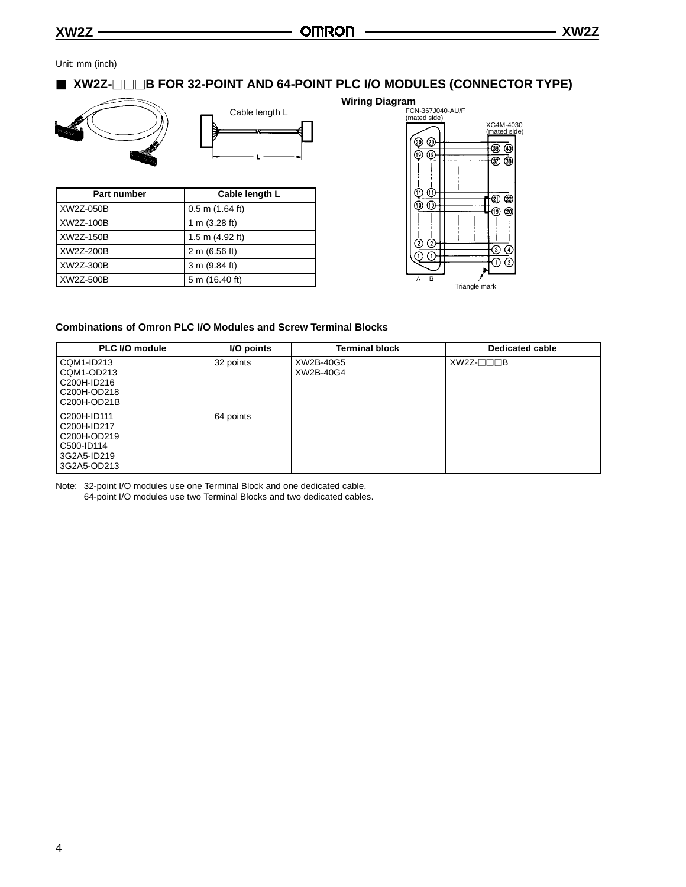Unit: mm (inch)

## ■ XW2Z-□□□B FOR 32-POINT AND 64-POINT PLC I/O MODULES (CONNECTOR TYPE)

Cable length L

L

**Wiring Diagram**

FCN-367J040-AU/F (mated side)

XG4M-4030 (mated side)

20 20
19 19
11 11
10 10
2 2
1 1
A B

39 40
37 38
21 22
19 20
3 4
1 2

Triangle mark

| Part number | Cable length L |
|---|---|
| XW2Z-050B | 0.5 m (1.64 ft) |
| XW2Z-100B | 1 m (3.28 ft) |
| XW2Z-150B | 1.5 m (4.92 ft) |
| XW2Z-200B | 2 m (6.56 ft) |
| XW2Z-300B | 3 m (9.84 ft) |
| XW2Z-500B | 5 m (16.40 ft) |

### Combinations of Omron PLC I/O Modules and Screw Terminal Blocks

| PLC I/O module | I/O points | Terminal block | Dedicated cable |
|---|---|---|---|
| CQM1-ID213<br>CQM1-OD213<br>C200H-ID216<br>C200H-OD218<br>C200H-OD21B | 32 points | XW2B-40G5<br>XW2B-40G4 | XW2Z-□□□B |
| C200H-ID111<br>C200H-ID217<br>C200H-OD219<br>C500-ID114<br>3G2A5-ID219<br>3G2A5-OD213 | 64 points | | |

Note: 32-point I/O modules use one Terminal Block and one dedicated cable.
64-point I/O modules use two Terminal Blocks and two dedicated cables.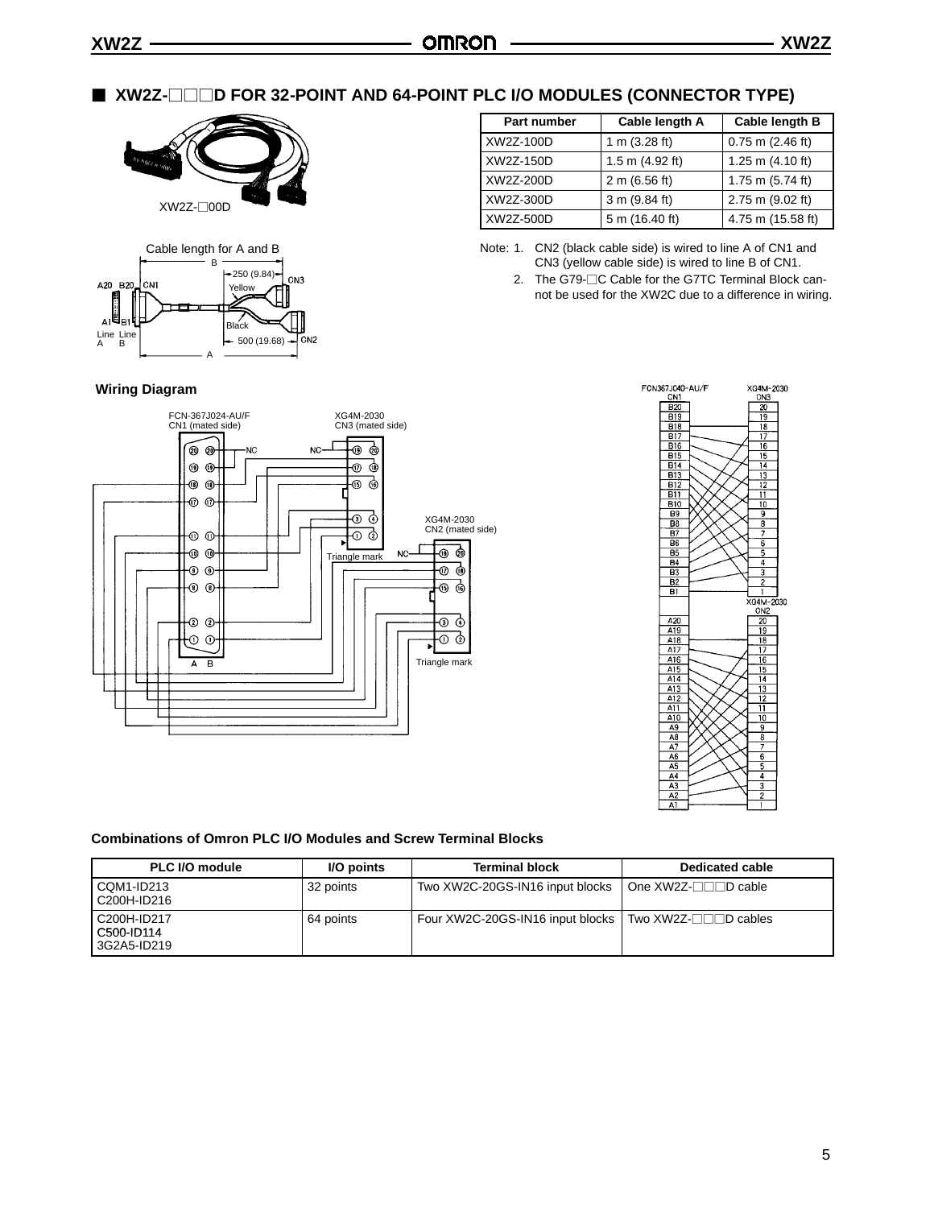## ■ XW2Z-□□□D FOR 32-POINT AND 64-POINT PLC I/O MODULES (CONNECTOR TYPE)

| Part number | Cable length A | Cable length B |
|---|---|---|
| XW2Z-100D | 1 m (3.28 ft) | 0.75 m (2.46 ft) |
| XW2Z-150D | 1.5 m (4.92 ft) | 1.25 m (4.10 ft) |
| XW2Z-200D | 2 m (6.56 ft) | 1.75 m (5.74 ft) |
| XW2Z-300D | 3 m (9.84 ft) | 2.75 m (9.02 ft) |
| XW2Z-500D | 5 m (16.40 ft) | 4.75 m (15.58 ft) |

Note: 1. CN2 (black cable side) is wired to line A of CN1 and CN3 (yellow cable side) is wired to line B of CN1.

2. The G79-□C Cable for the G7TC Terminal Block cannot be used for the XW2C due to a difference in wiring.

XW2Z-□00D

Cable length for A and B

**Wiring Diagram**

### Combinations of Omron PLC I/O Modules and Screw Terminal Blocks

| PLC I/O module | I/O points | Terminal block | Dedicated cable |
|---|---|---|---|
| CQM1-ID213<br>C200H-ID216 | 32 points | Two XW2C-20GS-IN16 input blocks | One XW2Z-□□□D cable |
| C200H-ID217<br>C500-ID114<br>3G2A5-ID219 | 64 points | Four XW2C-20GS-IN16 input blocks | Two XW2Z-□□□D cables |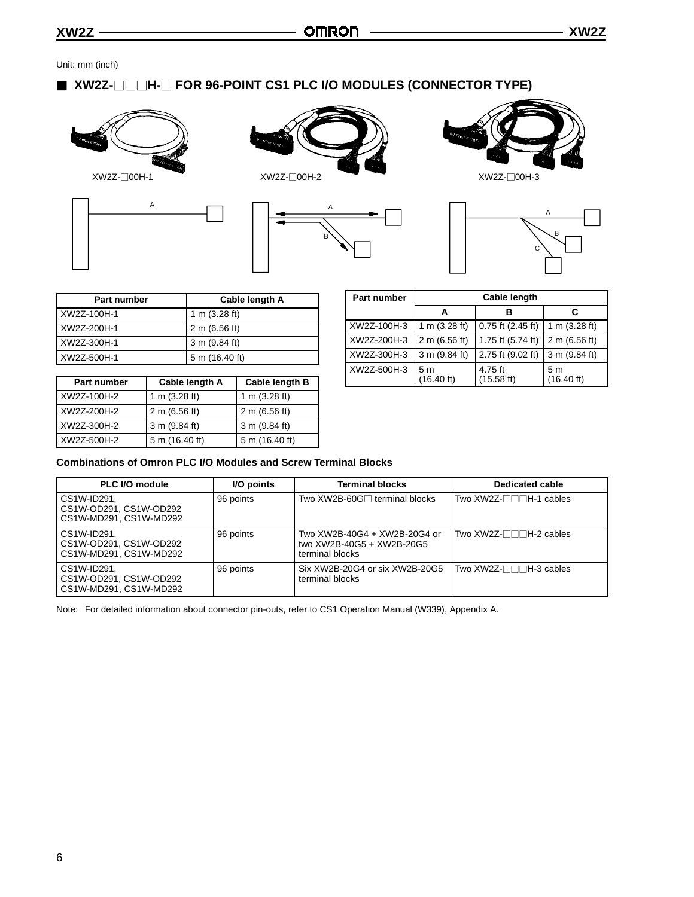Unit: mm (inch)

## ■ XW2Z-□□□H-□ FOR 96-POINT CS1 PLC I/O MODULES (CONNECTOR TYPE)

XW2Z-□00H-1

XW2Z-□00H-2

XW2Z-□00H-3

A

A

B

A

B

C

| Part number | Cable length A |
| --- | --- |
| XW2Z-100H-1 | 1 m (3.28 ft) |
| XW2Z-200H-1 | 2 m (6.56 ft) |
| XW2Z-300H-1 | 3 m (9.84 ft) |
| XW2Z-500H-1 | 5 m (16.40 ft) |

| Part number | Cable length A | Cable length B |
| --- | --- | --- |
| XW2Z-100H-2 | 1 m (3.28 ft) | 1 m (3.28 ft) |
| XW2Z-200H-2 | 2 m (6.56 ft) | 2 m (6.56 ft) |
| XW2Z-300H-2 | 3 m (9.84 ft) | 3 m (9.84 ft) |
| XW2Z-500H-2 | 5 m (16.40 ft) | 5 m (16.40 ft) |

| Part number | Cable length | | |
| --- | --- | --- | --- |
| | A | B | C |
| XW2Z-100H-3 | 1 m (3.28 ft) | 0.75 ft (2.45 ft) | 1 m (3.28 ft) |
| XW2Z-200H-3 | 2 m (6.56 ft) | 1.75 ft (5.74 ft) | 2 m (6.56 ft) |
| XW2Z-300H-3 | 3 m (9.84 ft) | 2.75 ft (9.02 ft) | 3 m (9.84 ft) |
| XW2Z-500H-3 | 5 m (16.40 ft) | 4.75 ft (15.58 ft) | 5 m (16.40 ft) |

**Combinations of Omron PLC I/O Modules and Screw Terminal Blocks**

| PLC I/O module | I/O points | Terminal blocks | Dedicated cable |
| --- | --- | --- | --- |
| CS1W-ID291, CS1W-OD291, CS1W-OD292 CS1W-MD291, CS1W-MD292 | 96 points | Two XW2B-60G□ terminal blocks | Two XW2Z-□□□H-1 cables |
| CS1W-ID291, CS1W-OD291, CS1W-OD292 CS1W-MD291, CS1W-MD292 | 96 points | Two XW2B-40G4 + XW2B-20G4 or two XW2B-40G5 + XW2B-20G5 terminal blocks | Two XW2Z-□□□H-2 cables |
| CS1W-ID291, CS1W-OD291, CS1W-OD292 CS1W-MD291, CS1W-MD292 | 96 points | Six XW2B-20G4 or six XW2B-20G5 terminal blocks | Two XW2Z-□□□H-3 cables |

Note: For detailed information about connector pin-outs, refer to CS1 Operation Manual (W339), Appendix A.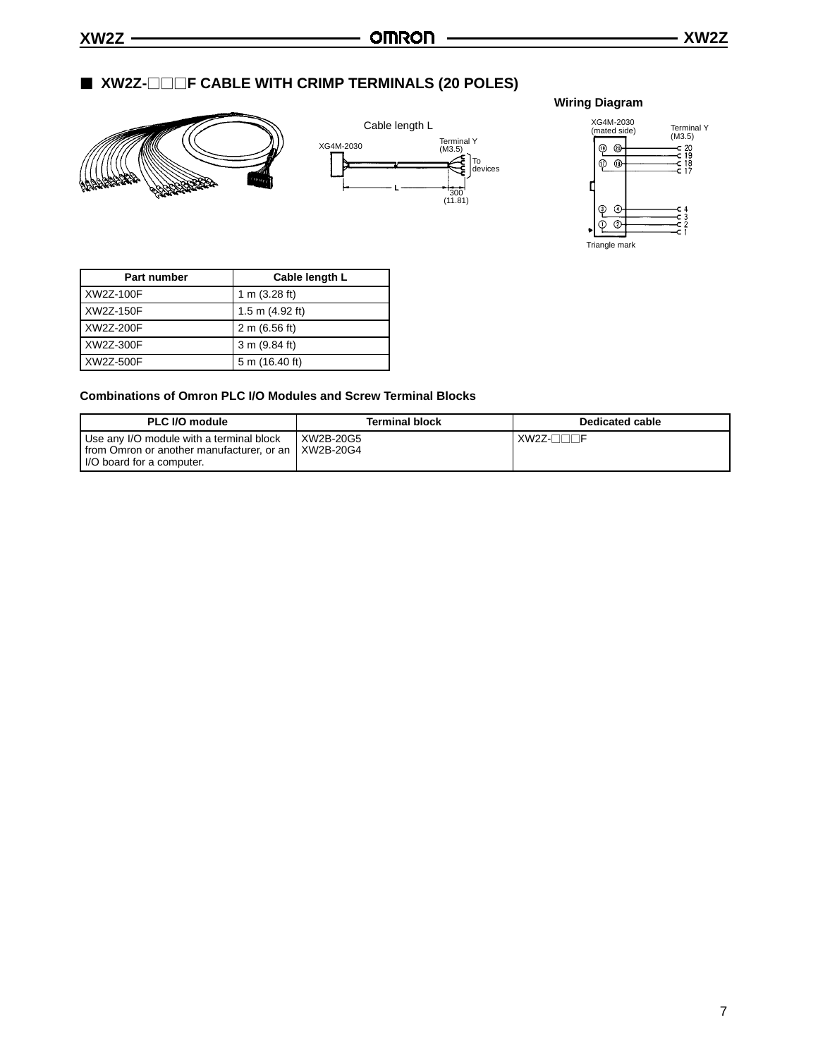## ■ XW2Z-□□□F CABLE WITH CRIMP TERMINALS (20 POLES)

Cable length L

XG4M-2030

Terminal Y (M3.5)

To devices

L

300 (11.81)

**Wiring Diagram**

XG4M-2030 (mated side)

Terminal Y (M3.5)

Triangle mark

| Part number | Cable length L |
|---|---|
| XW2Z-100F | 1 m (3.28 ft) |
| XW2Z-150F | 1.5 m (4.92 ft) |
| XW2Z-200F | 2 m (6.56 ft) |
| XW2Z-300F | 3 m (9.84 ft) |
| XW2Z-500F | 5 m (16.40 ft) |

### Combinations of Omron PLC I/O Modules and Screw Terminal Blocks

| PLC I/O module | Terminal block | Dedicated cable |
|---|---|---|
| Use any I/O module with a terminal block from Omron or another manufacturer, or an I/O board for a computer. | XW2B-20G5<br>XW2B-20G4 | XW2Z-□□□F |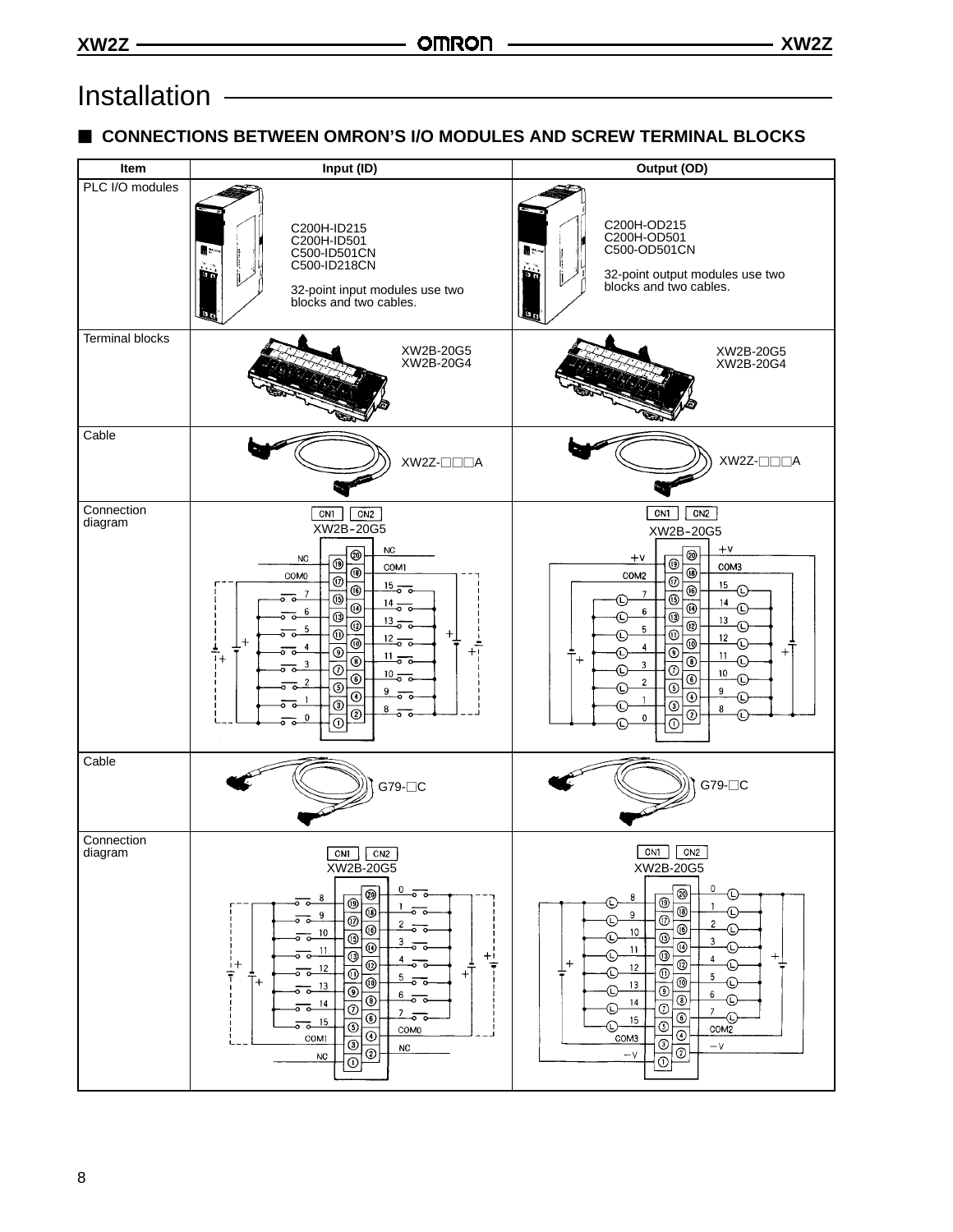# Installation

## ■ CONNECTIONS BETWEEN OMRON'S I/O MODULES AND SCREW TERMINAL BLOCKS

| Item | Input (ID) | Output (OD) |
| --- | --- | --- |
| PLC I/O modules | C200H-ID215<br>C200H-ID501<br>C500-ID501CN<br>C500-ID218CN<br><br>32-point input modules use two blocks and two cables. | C200H-OD215<br>C200H-OD501<br>C500-OD501CN<br><br>32-point output modules use two blocks and two cables. |
| Terminal blocks | XW2B-20G5<br>XW2B-20G4 | XW2B-20G5<br>XW2B-20G4 |
| Cable | XW2Z-□□□A | XW2Z-□□□A |
| Connection diagram | CN1 CN2<br>XW2B-20G5 | CN1 CN2<br>XW2B-20G5 |
| Cable | G79-□C | G79-□C |
| Connection diagram | CN1 CN2<br>XW2B-20G5 | CN1 CN2<br>XW2B-20G5 |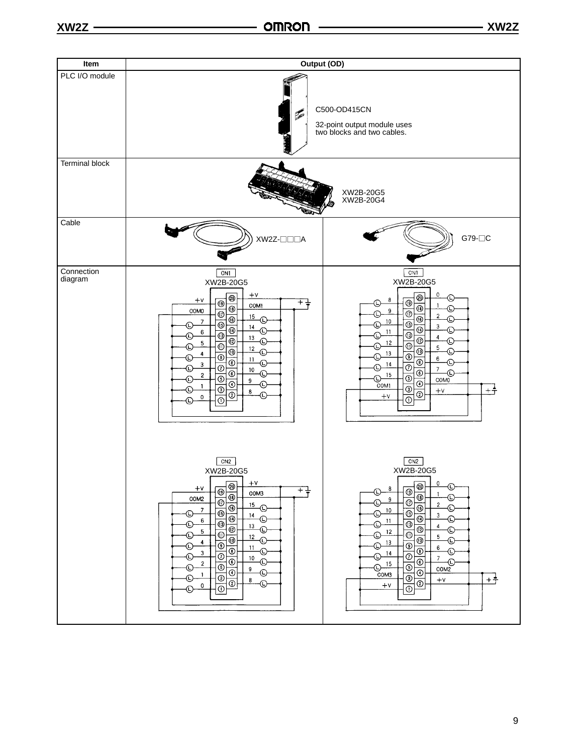| Item | Output (OD) | |
|---|---|---|
| PLC I/O module | C500-OD415CN<br><br>32-point output module uses two blocks and two cables. | |
| Terminal block | XW2B-20G5<br>XW2B-20G4 | |
| Cable | XW2Z-□□□A | G79-□C |
| Connection diagram | CN1<br>XW2B-20G5<br><br>CN2<br>XW2B-20G5 | CN1<br>XW2B-20G5<br><br>CN2<br>XW2B-20G5 |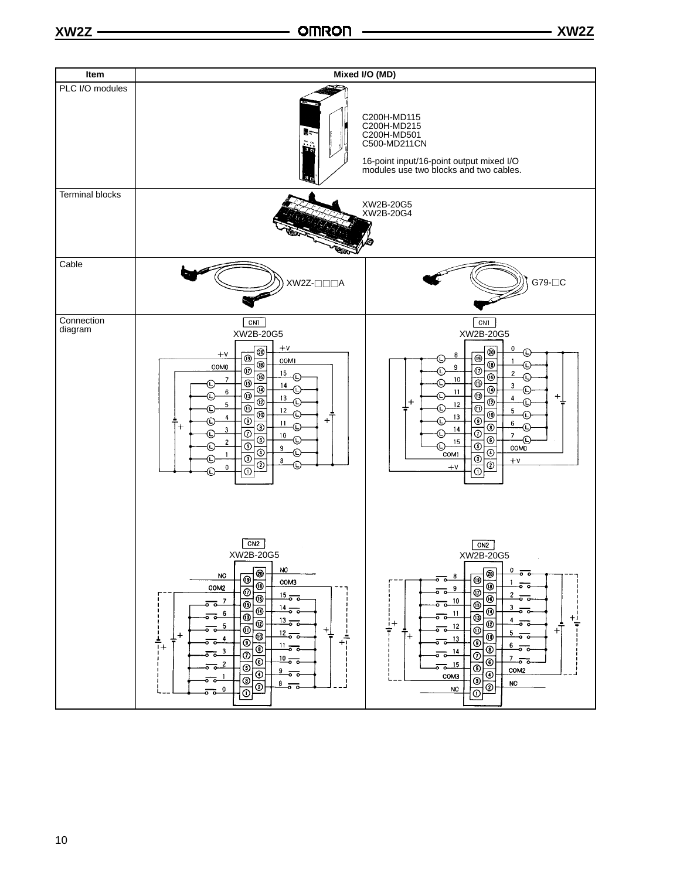| Item | Mixed I/O (MD) | |
|---|---|---|
| PLC I/O modules | C200H-MD115<br>C200H-MD215<br>C200H-MD501<br>C500-MD211CN<br><br>16-point input/16-point output mixed I/O modules use two blocks and two cables. | |
| Terminal blocks | XW2B-20G5<br>XW2B-20G4 | |
| Cable | XW2Z-□□□A | G79-□C |
| Connection diagram | CN1<br>XW2B-20G5<br><br>CN2<br>XW2B-20G5 | CN1<br>XW2B-20G5<br><br>CN2<br>XW2B-20G5 |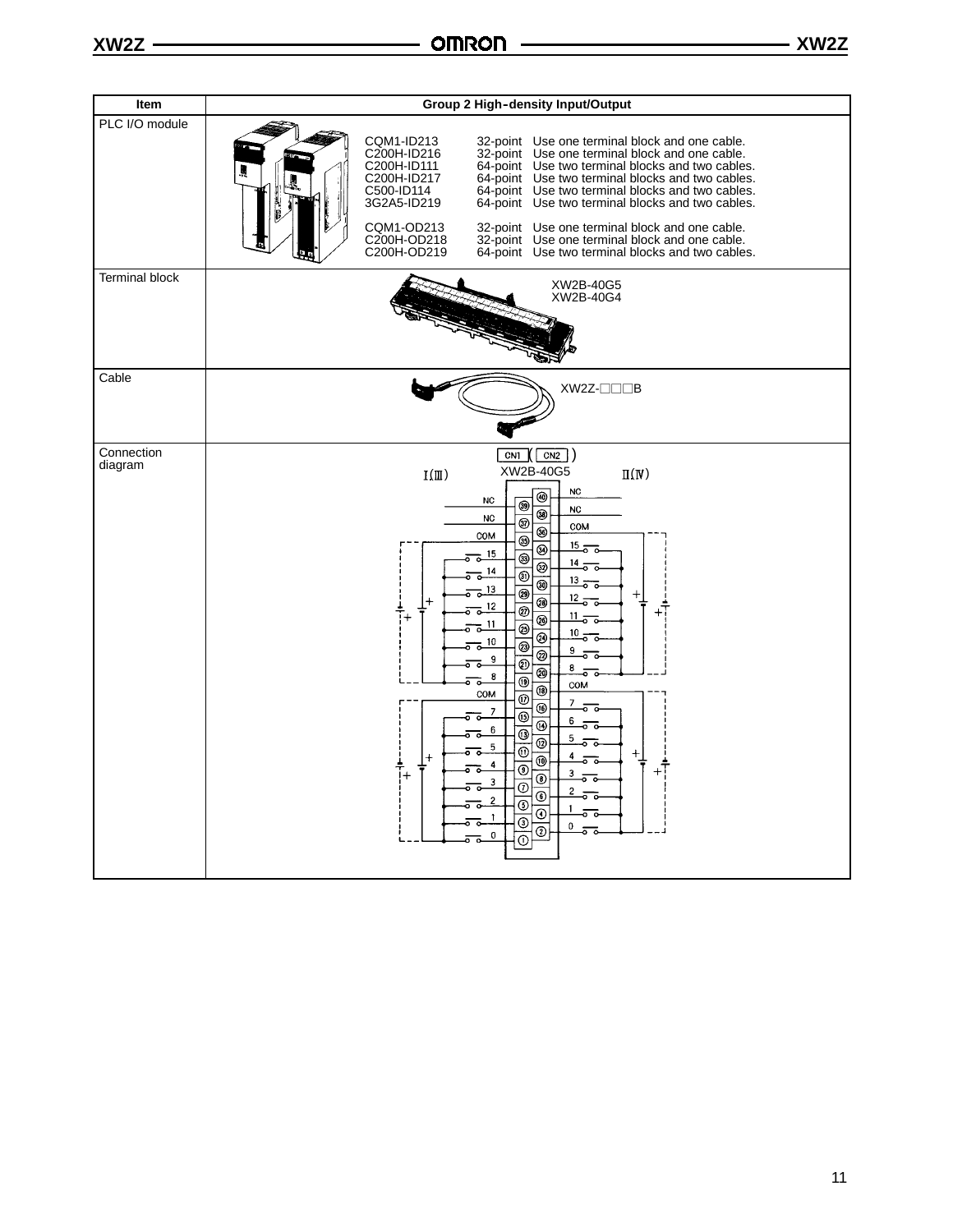| Item | Group 2 High-density Input/Output |
| --- | --- |
| PLC I/O module | CQM1-ID213 32-point Use one terminal block and one cable.<br>C200H-ID216 32-point Use one terminal block and one cable.<br>C200H-ID111 64-point Use two terminal blocks and two cables.<br>C200H-ID217 64-point Use two terminal blocks and two cables.<br>C500-ID114 64-point Use two terminal blocks and two cables.<br>3G2A5-ID219 64-point Use two terminal blocks and two cables.<br><br>CQM1-OD213 32-point Use one terminal block and one cable.<br>C200H-OD218 32-point Use one terminal block and one cable.<br>C200H-OD219 64-point Use two terminal blocks and two cables. |
| Terminal block | XW2B-40G5<br>XW2B-40G4 |
| Cable | XW2Z-□□□B |
| Connection diagram | CN1 ( CN2 )<br>XW2B-40G5<br>I(III) II(IV)<br>NC, NC, COM, 15, 14, 13, 12, 11, 10, 9, 8, COM, 7, 6, 5, 4, 3, 2, 1, 0 |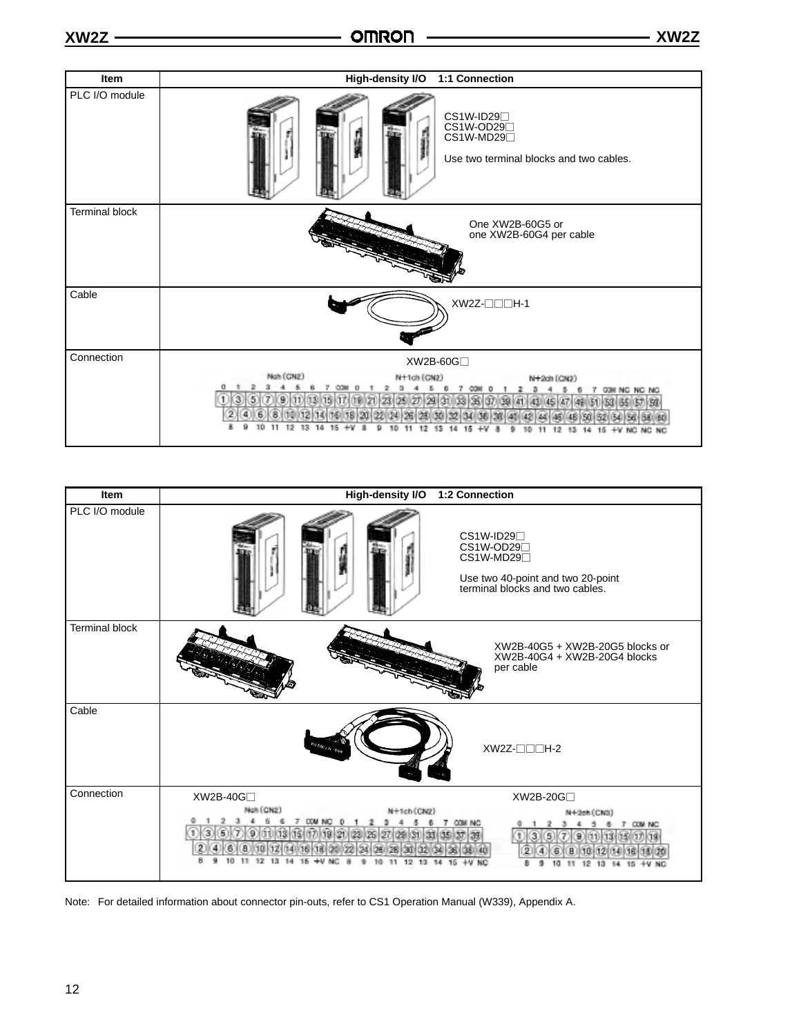| Item | High-density I/O 1:1 Connection |
|---|---|
| PLC I/O module | CS1W-ID29□<br>CS1W-OD29□<br>CS1W-MD29□<br><br>Use two terminal blocks and two cables. |
| Terminal block | One XW2B-60G5 or<br>one XW2B-60G4 per cable |
| Cable | XW2Z-□□□H-1 |
| Connection | XW2B-60G□<br>Nch (CN2) N+1ch (CN2) N+2ch (CN2)<br>0 1 2 3 4 5 6 7 COM 0 1 2 3 4 5 6 7 COM 0 1 2 3 4 5 6 7 COM NC NC NC<br>1 3 5 7 9 11 13 15 17 19 21 23 25 27 29 31 33 35 37 39 41 43 45 47 49 51 53 55 57 59<br>2 4 6 8 10 12 14 16 18 20 22 24 26 28 30 32 34 36 38 40 42 44 46 48 50 52 54 56 58 60<br>8 9 10 11 12 13 14 15 +V 8 9 10 11 12 13 14 15 +V 8 9 10 11 12 13 14 15 +V NC NC NC |

| Item | High-density I/O 1:2 Connection |
|---|---|
| PLC I/O module | CS1W-ID29□<br>CS1W-OD29□<br>CS1W-MD29□<br><br>Use two 40-point and two 20-point terminal blocks and two cables. |
| Terminal block | XW2B-40G5 + XW2B-20G5 blocks or<br>XW2B-40G4 + XW2B-20G4 blocks<br>per cable |
| Cable | XW2Z-□□□H-2 |
| Connection | XW2B-40G□<br>Nch (CN2) N+1ch (CN2)<br>0 1 2 3 4 5 6 7 COM NC 0 1 2 3 4 5 6 7 COM NC<br>1 3 5 7 9 11 13 15 17 19 21 23 25 27 29 31 33 35 37 39<br>2 4 6 8 10 12 14 16 18 20 22 24 26 28 30 32 34 36 38 40<br>8 9 10 11 12 13 14 15 +V NC 8 9 10 11 12 13 14 15 +V NC<br><br>XW2B-20G□<br>N+2ch (CN3)<br>0 1 2 3 4 5 6 7 COM NC<br>1 3 5 7 9 11 13 15 17 19<br>2 4 6 8 10 12 14 16 18 20<br>8 9 10 11 12 13 14 15 +V NC |

Note: For detailed information about connector pin-outs, refer to CS1 Operation Manual (W339), Appendix A.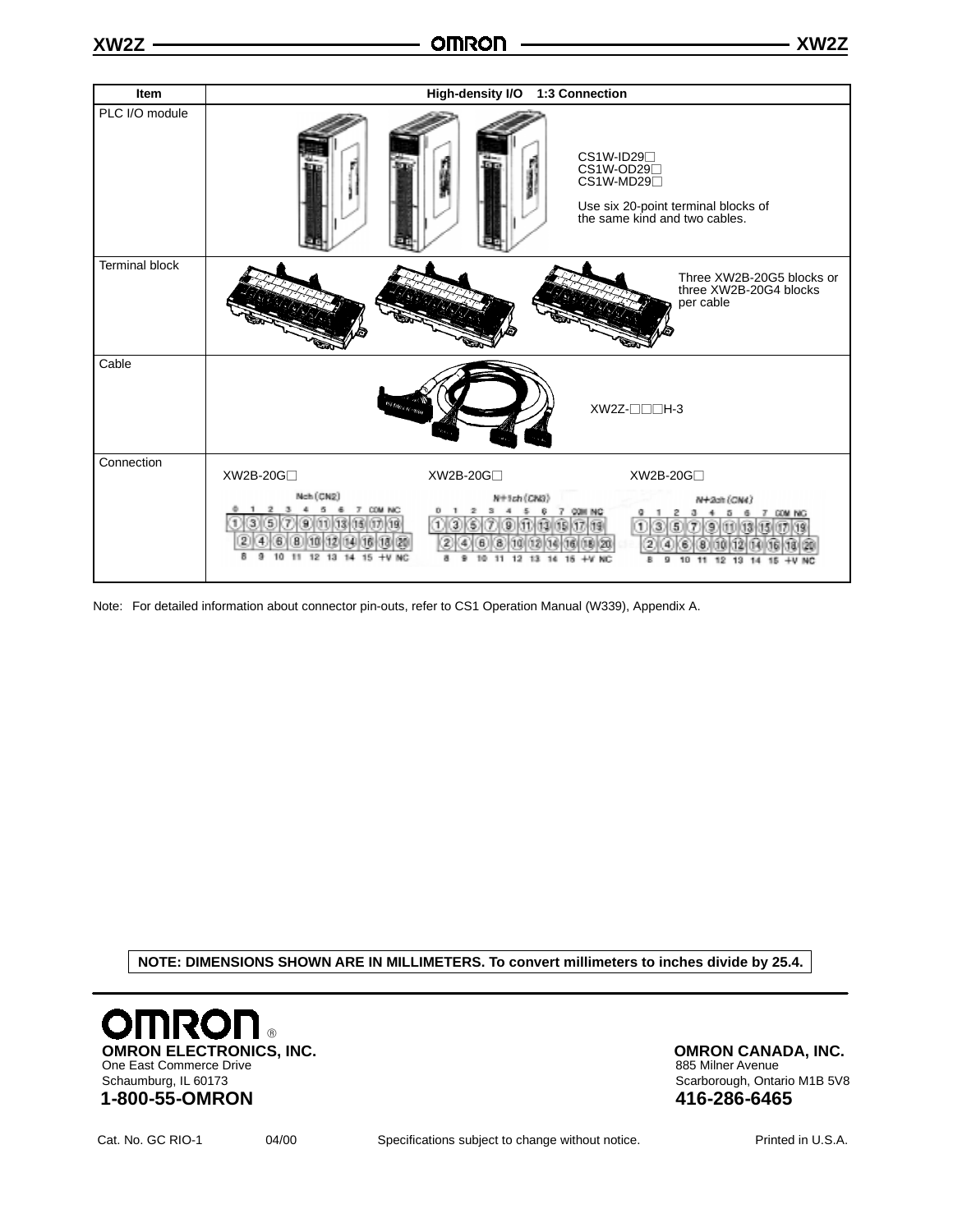| Item | High-density I/O 1:3 Connection |
| --- | --- |
| PLC I/O module | CS1W-ID29□<br>CS1W-OD29□<br>CS1W-MD29□<br><br>Use six 20-point terminal blocks of the same kind and two cables. |
| Terminal block | Three XW2B-20G5 blocks or three XW2B-20G4 blocks per cable |
| Cable | XW2Z-□□□H-3 |
| Connection | XW2B-20G□ XW2B-20G□ XW2B-20G□<br>Nch (CN2) N+1ch (CN3) N+2ch (CN4)<br>0 1 2 3 4 5 6 7 COM NC<br>1 3 5 7 9 11 13 15 17 19<br>2 4 6 8 10 12 14 16 18 20<br>8 9 10 11 12 13 14 15 +V NC |

Note: For detailed information about connector pin-outs, refer to CS1 Operation Manual (W339), Appendix A.

**NOTE: DIMENSIONS SHOWN ARE IN MILLIMETERS. To convert millimeters to inches divide by 25.4.**

**OMRON**®

**OMRON ELECTRONICS, INC.**
One East Commerce Drive
Schaumburg, IL 60173
**1-800-55-OMRON**

**OMRON CANADA, INC.**
885 Milner Avenue
Scarborough, Ontario M1B 5V8
**416-286-6465**

Cat. No. GC RIO-1 04/00 Specifications subject to change without notice. Printed in U.S.A.